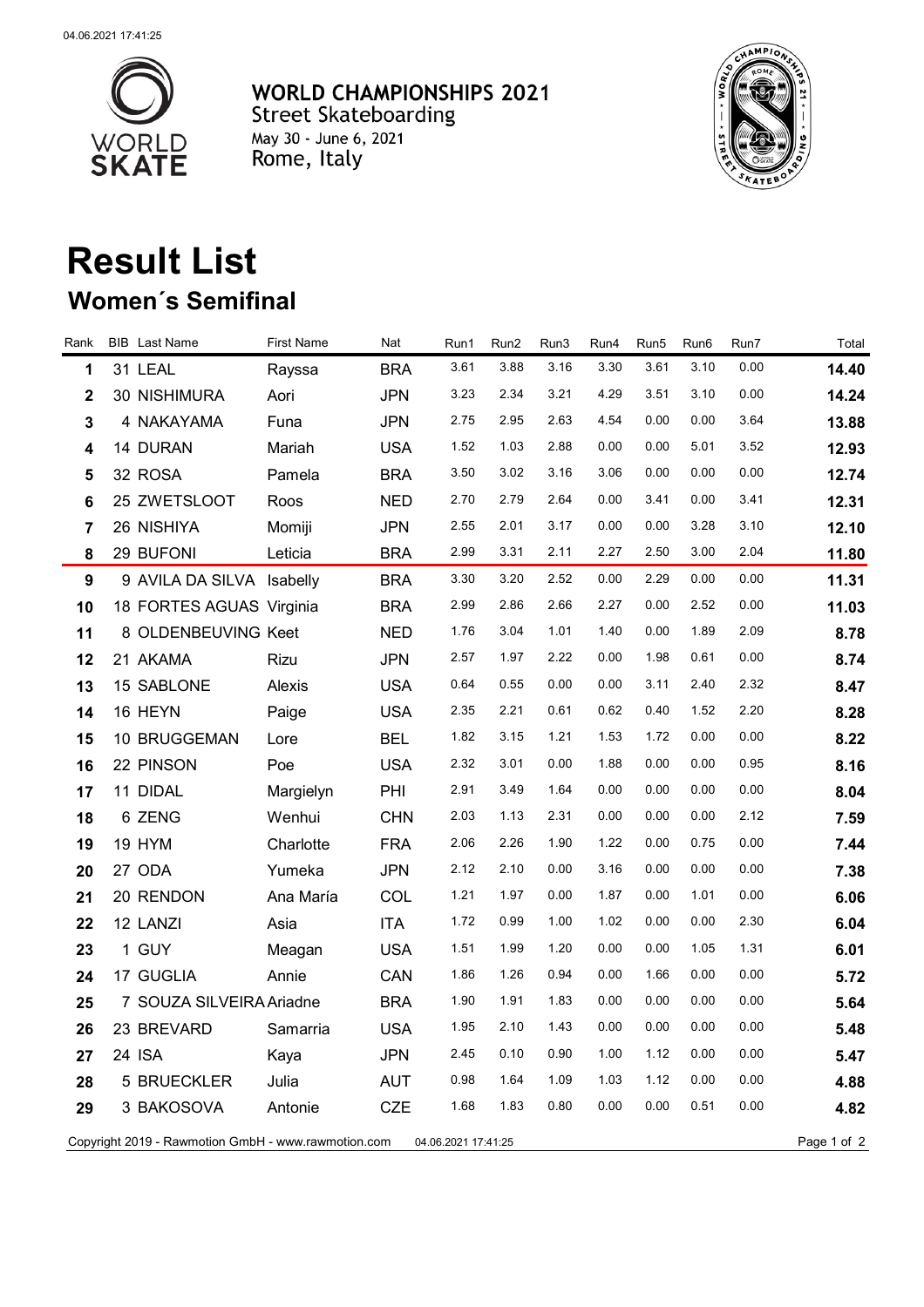04.06.2021 17:41:25

**WORLD CHAMPIONSHIPS 2021**
Street Skateboarding
May 30 - June 6, 2021
Rome, Italy

# Result List

## Women´s Semifinal

| Rank | BIB | Last Name | First Name | Nat | Run1 | Run2 | Run3 | Run4 | Run5 | Run6 | Run7 | Total |
|---|---|---|---|---|---|---|---|---|---|---|---|---|
| 1 | 31 | LEAL | Rayssa | BRA | 3.61 | 3.88 | 3.16 | 3.30 | 3.61 | 3.10 | 0.00 | **14.40** |
| 2 | 30 | NISHIMURA | Aori | JPN | 3.23 | 2.34 | 3.21 | 4.29 | 3.51 | 3.10 | 0.00 | **14.24** |
| 3 | 4 | NAKAYAMA | Funa | JPN | 2.75 | 2.95 | 2.63 | 4.54 | 0.00 | 0.00 | 3.64 | **13.88** |
| 4 | 14 | DURAN | Mariah | USA | 1.52 | 1.03 | 2.88 | 0.00 | 0.00 | 5.01 | 3.52 | **12.93** |
| 5 | 32 | ROSA | Pamela | BRA | 3.50 | 3.02 | 3.16 | 3.06 | 0.00 | 0.00 | 0.00 | **12.74** |
| 6 | 25 | ZWETSLOOT | Roos | NED | 2.70 | 2.79 | 2.64 | 0.00 | 3.41 | 0.00 | 3.41 | **12.31** |
| 7 | 26 | NISHIYA | Momiji | JPN | 2.55 | 2.01 | 3.17 | 0.00 | 0.00 | 3.28 | 3.10 | **12.10** |
| 8 | 29 | BUFONI | Leticia | BRA | 2.99 | 3.31 | 2.11 | 2.27 | 2.50 | 3.00 | 2.04 | **11.80** |
| 9 | 9 | AVILA DA SILVA | Isabelly | BRA | 3.30 | 3.20 | 2.52 | 0.00 | 2.29 | 0.00 | 0.00 | **11.31** |
| 10 | 18 | FORTES AGUAS | Virginia | BRA | 2.99 | 2.86 | 2.66 | 2.27 | 0.00 | 2.52 | 0.00 | **11.03** |
| 11 | 8 | OLDENBEUVING | Keet | NED | 1.76 | 3.04 | 1.01 | 1.40 | 0.00 | 1.89 | 2.09 | **8.78** |
| 12 | 21 | AKAMA | Rizu | JPN | 2.57 | 1.97 | 2.22 | 0.00 | 1.98 | 0.61 | 0.00 | **8.74** |
| 13 | 15 | SABLONE | Alexis | USA | 0.64 | 0.55 | 0.00 | 0.00 | 3.11 | 2.40 | 2.32 | **8.47** |
| 14 | 16 | HEYN | Paige | USA | 2.35 | 2.21 | 0.61 | 0.62 | 0.40 | 1.52 | 2.20 | **8.28** |
| 15 | 10 | BRUGGEMAN | Lore | BEL | 1.82 | 3.15 | 1.21 | 1.53 | 1.72 | 0.00 | 0.00 | **8.22** |
| 16 | 22 | PINSON | Poe | USA | 2.32 | 3.01 | 0.00 | 1.88 | 0.00 | 0.00 | 0.95 | **8.16** |
| 17 | 11 | DIDAL | Margielyn | PHI | 2.91 | 3.49 | 1.64 | 0.00 | 0.00 | 0.00 | 0.00 | **8.04** |
| 18 | 6 | ZENG | Wenhui | CHN | 2.03 | 1.13 | 2.31 | 0.00 | 0.00 | 0.00 | 2.12 | **7.59** |
| 19 | 19 | HYM | Charlotte | FRA | 2.06 | 2.26 | 1.90 | 1.22 | 0.00 | 0.75 | 0.00 | **7.44** |
| 20 | 27 | ODA | Yumeka | JPN | 2.12 | 2.10 | 0.00 | 3.16 | 0.00 | 0.00 | 0.00 | **7.38** |
| 21 | 20 | RENDON | Ana María | COL | 1.21 | 1.97 | 0.00 | 1.87 | 0.00 | 1.01 | 0.00 | **6.06** |
| 22 | 12 | LANZI | Asia | ITA | 1.72 | 0.99 | 1.00 | 1.02 | 0.00 | 0.00 | 2.30 | **6.04** |
| 23 | 1 | GUY | Meagan | USA | 1.51 | 1.99 | 1.20 | 0.00 | 0.00 | 1.05 | 1.31 | **6.01** |
| 24 | 17 | GUGLIA | Annie | CAN | 1.86 | 1.26 | 0.94 | 0.00 | 1.66 | 0.00 | 0.00 | **5.72** |
| 25 | 7 | SOUZA SILVEIRA | Ariadne | BRA | 1.90 | 1.91 | 1.83 | 0.00 | 0.00 | 0.00 | 0.00 | **5.64** |
| 26 | 23 | BREVARD | Samarria | USA | 1.95 | 2.10 | 1.43 | 0.00 | 0.00 | 0.00 | 0.00 | **5.48** |
| 27 | 24 | ISA | Kaya | JPN | 2.45 | 0.10 | 0.90 | 1.00 | 1.12 | 0.00 | 0.00 | **5.47** |
| 28 | 5 | BRUECKLER | Julia | AUT | 0.98 | 1.64 | 1.09 | 1.03 | 1.12 | 0.00 | 0.00 | **4.88** |
| 29 | 3 | BAKOSOVA | Antonie | CZE | 1.68 | 1.83 | 0.80 | 0.00 | 0.00 | 0.51 | 0.00 | **4.82** |

Copyright 2019 - Rawmotion GmbH - www.rawmotion.com 04.06.2021 17:41:25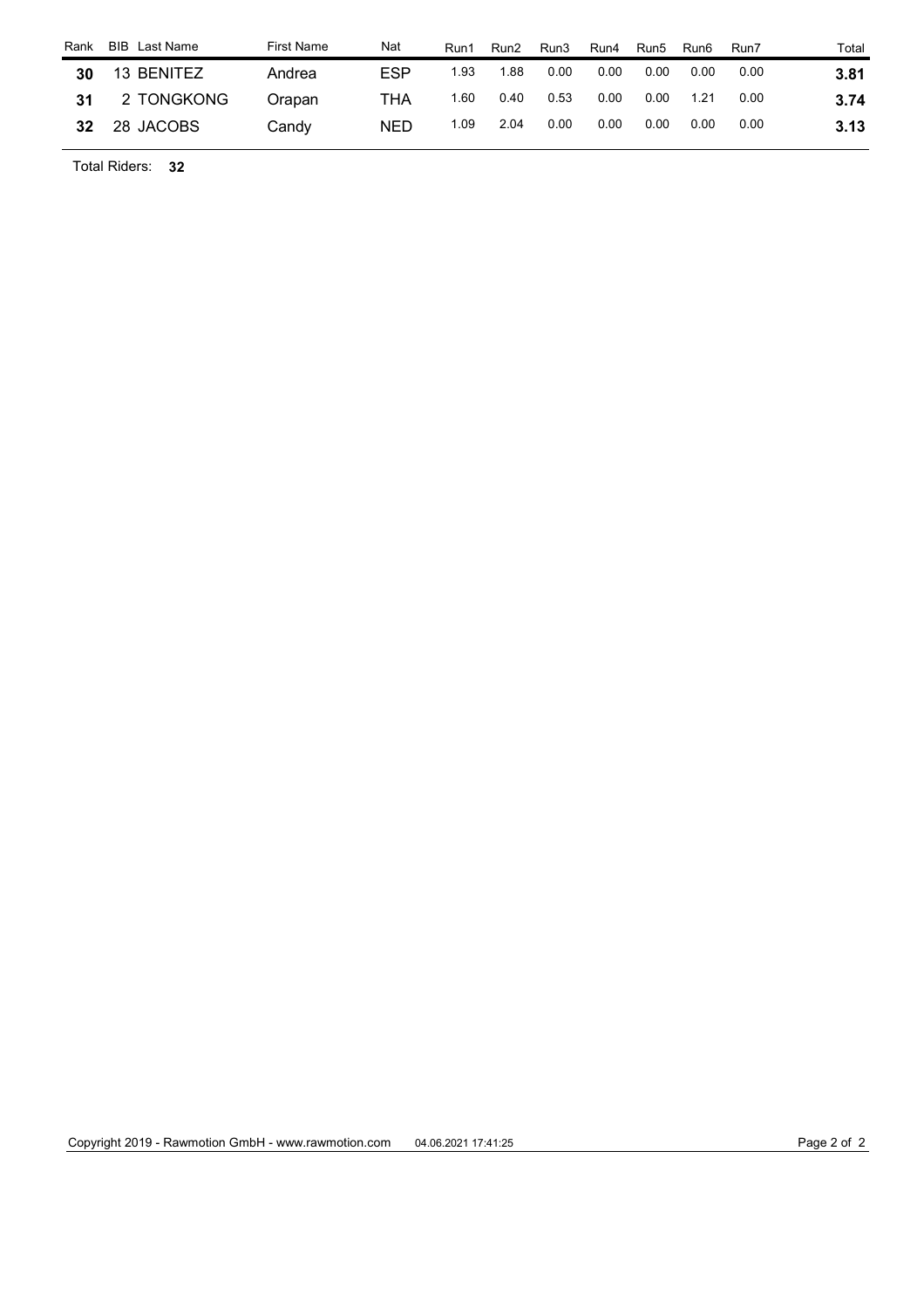| Rank | BIB | Last Name | First Name | Nat | Run1 | Run2 | Run3 | Run4 | Run5 | Run6 | Run7 | Total |
|---|---|---|---|---|---|---|---|---|---|---|---|---|
| **30** | 13 | BENITEZ | Andrea | ESP | 1.93 | 1.88 | 0.00 | 0.00 | 0.00 | 0.00 | 0.00 | **3.81** |
| **31** | 2 | TONGKONG | Orapan | THA | 1.60 | 0.40 | 0.53 | 0.00 | 0.00 | 1.21 | 0.00 | **3.74** |
| **32** | 28 | JACOBS | Candy | NED | 1.09 | 2.04 | 0.00 | 0.00 | 0.00 | 0.00 | 0.00 | **3.13** |

Total Riders: **32**

Copyright 2019 - Rawmotion GmbH - www.rawmotion.com 04.06.2021 17:41:25